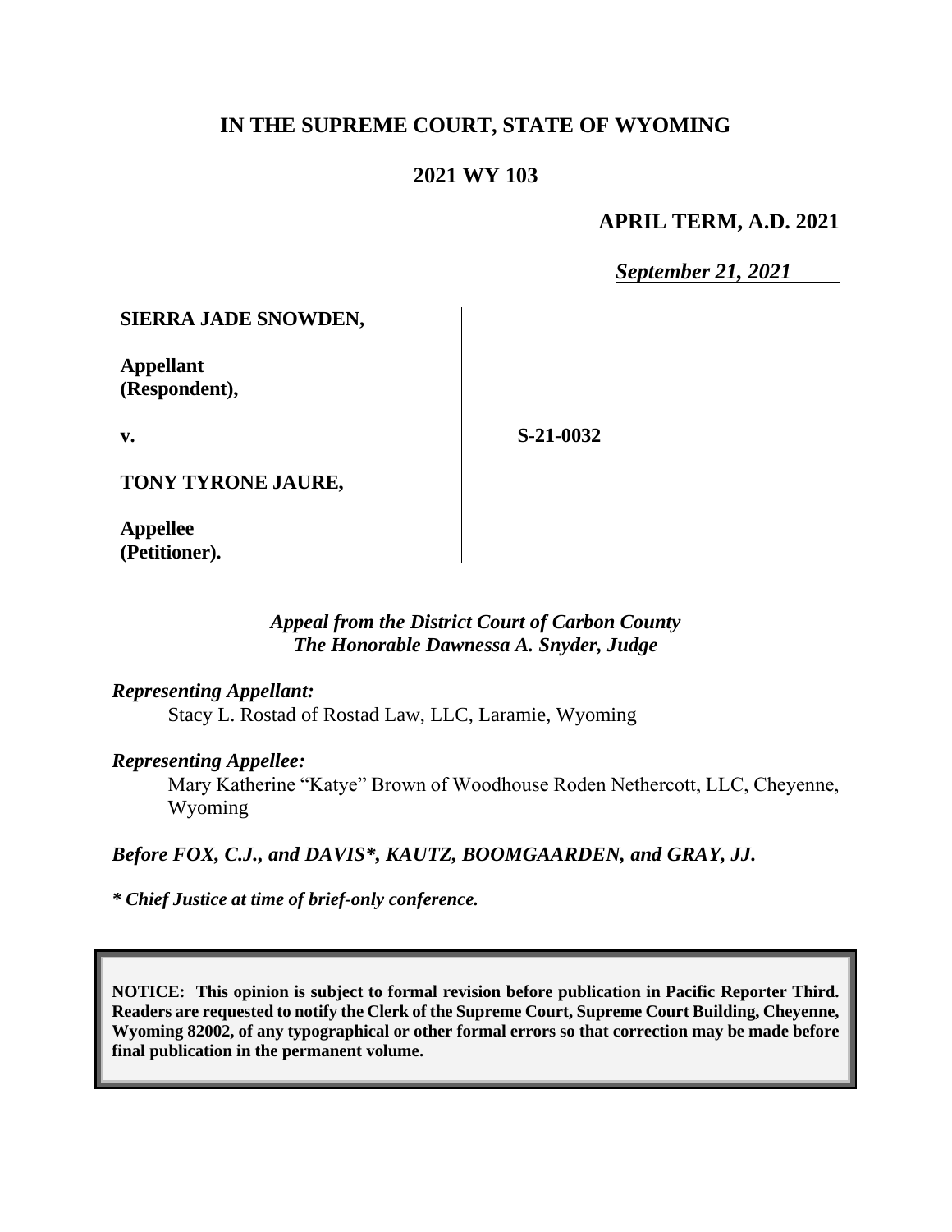**IN THE SUPREME COURT, STATE OF WYOMING**

**2021 WY 103**

**APRIL TERM, A.D. 2021**

***September 21, 2021***

**SIERRA JADE SNOWDEN,**

**Appellant (Respondent),**

**v.**

**S-21-0032**

**TONY TYRONE JAURE,**

**Appellee (Petitioner).**

*Appeal from the District Court of Carbon County*
*The Honorable Dawnessa A. Snyder, Judge*

*Representing Appellant:*

Stacy L. Rostad of Rostad Law, LLC, Laramie, Wyoming

*Representing Appellee:*

Mary Katherine "Katye" Brown of Woodhouse Roden Nethercott, LLC, Cheyenne, Wyoming

*Before FOX, C.J., and DAVIS\*, KAUTZ, BOOMGAARDEN, and GRAY, JJ.*

*\* Chief Justice at time of brief-only conference.*

**NOTICE: This opinion is subject to formal revision before publication in Pacific Reporter Third. Readers are requested to notify the Clerk of the Supreme Court, Supreme Court Building, Cheyenne, Wyoming 82002, of any typographical or other formal errors so that correction may be made before final publication in the permanent volume.**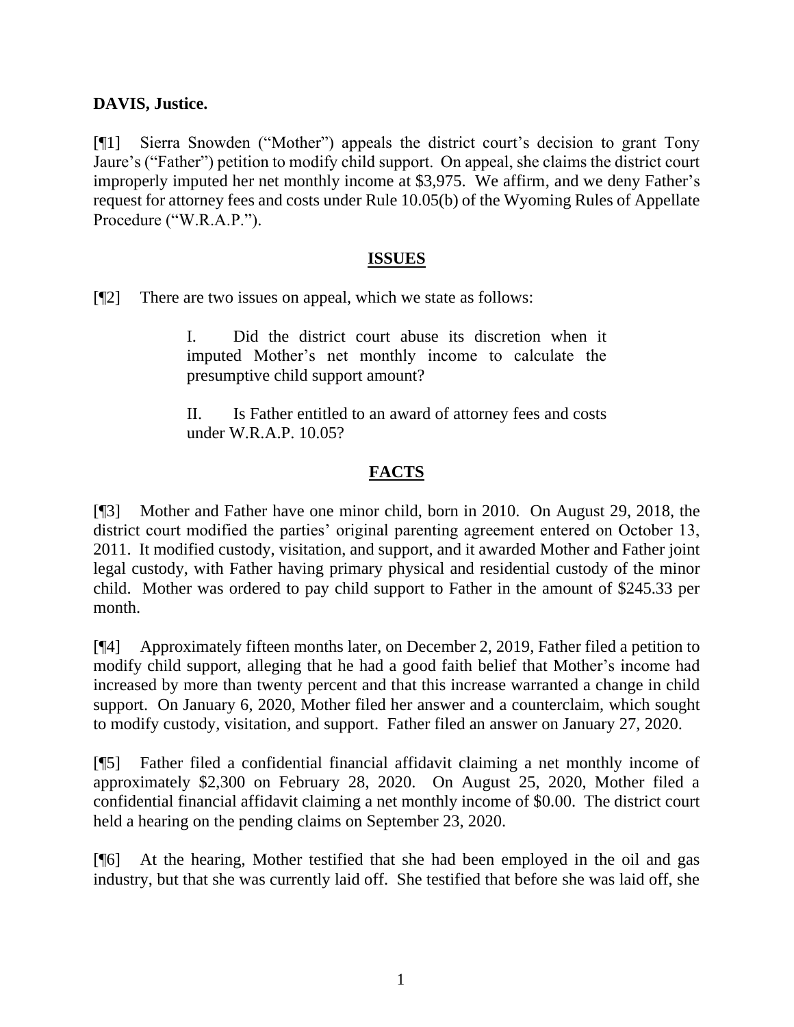**DAVIS, Justice.**

[¶1] Sierra Snowden ("Mother") appeals the district court's decision to grant Tony Jaure's ("Father") petition to modify child support. On appeal, she claims the district court improperly imputed her net monthly income at $3,975. We affirm, and we deny Father's request for attorney fees and costs under Rule 10.05(b) of the Wyoming Rules of Appellate Procedure ("W.R.A.P.").

## ISSUES

[¶2] There are two issues on appeal, which we state as follows:

> I. Did the district court abuse its discretion when it imputed Mother's net monthly income to calculate the presumptive child support amount?
>
> II. Is Father entitled to an award of attorney fees and costs under W.R.A.P. 10.05?

## FACTS

[¶3] Mother and Father have one minor child, born in 2010. On August 29, 2018, the district court modified the parties' original parenting agreement entered on October 13, 2011. It modified custody, visitation, and support, and it awarded Mother and Father joint legal custody, with Father having primary physical and residential custody of the minor child. Mother was ordered to pay child support to Father in the amount of $245.33 per month.

[¶4] Approximately fifteen months later, on December 2, 2019, Father filed a petition to modify child support, alleging that he had a good faith belief that Mother's income had increased by more than twenty percent and that this increase warranted a change in child support. On January 6, 2020, Mother filed her answer and a counterclaim, which sought to modify custody, visitation, and support. Father filed an answer on January 27, 2020.

[¶5] Father filed a confidential financial affidavit claiming a net monthly income of approximately $2,300 on February 28, 2020. On August 25, 2020, Mother filed a confidential financial affidavit claiming a net monthly income of $0.00. The district court held a hearing on the pending claims on September 23, 2020.

[¶6] At the hearing, Mother testified that she had been employed in the oil and gas industry, but that she was currently laid off. She testified that before she was laid off, she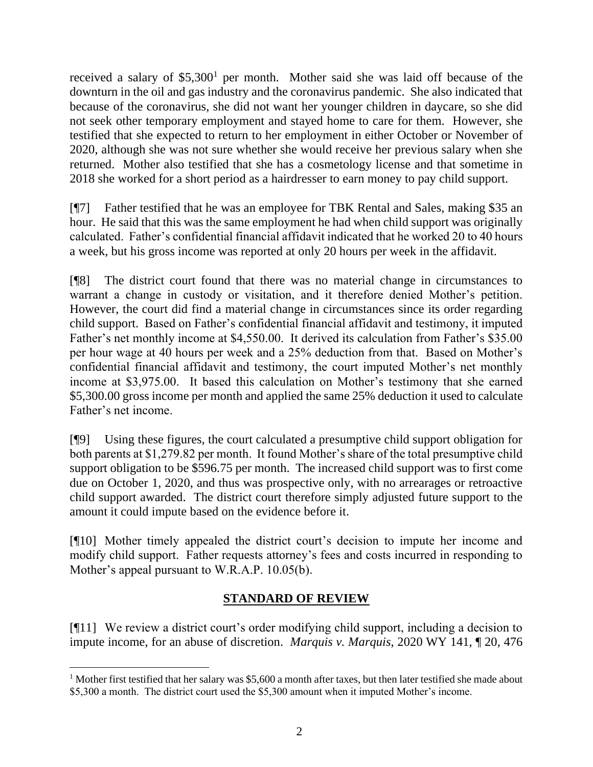received a salary of $5,300[1] per month. Mother said she was laid off because of the downturn in the oil and gas industry and the coronavirus pandemic. She also indicated that because of the coronavirus, she did not want her younger children in daycare, so she did not seek other temporary employment and stayed home to care for them. However, she testified that she expected to return to her employment in either October or November of 2020, although she was not sure whether she would receive her previous salary when she returned. Mother also testified that she has a cosmetology license and that sometime in 2018 she worked for a short period as a hairdresser to earn money to pay child support.

[¶7] Father testified that he was an employee for TBK Rental and Sales, making $35 an hour. He said that this was the same employment he had when child support was originally calculated. Father's confidential financial affidavit indicated that he worked 20 to 40 hours a week, but his gross income was reported at only 20 hours per week in the affidavit.

[¶8] The district court found that there was no material change in circumstances to warrant a change in custody or visitation, and it therefore denied Mother's petition. However, the court did find a material change in circumstances since its order regarding child support. Based on Father's confidential financial affidavit and testimony, it imputed Father's net monthly income at $4,550.00. It derived its calculation from Father's $35.00 per hour wage at 40 hours per week and a 25% deduction from that. Based on Mother's confidential financial affidavit and testimony, the court imputed Mother's net monthly income at $3,975.00. It based this calculation on Mother's testimony that she earned $5,300.00 gross income per month and applied the same 25% deduction it used to calculate Father's net income.

[¶9] Using these figures, the court calculated a presumptive child support obligation for both parents at $1,279.82 per month. It found Mother's share of the total presumptive child support obligation to be $596.75 per month. The increased child support was to first come due on October 1, 2020, and thus was prospective only, with no arrearages or retroactive child support awarded. The district court therefore simply adjusted future support to the amount it could impute based on the evidence before it.

[¶10] Mother timely appealed the district court's decision to impute her income and modify child support. Father requests attorney's fees and costs incurred in responding to Mother's appeal pursuant to W.R.A.P. 10.05(b).

## STANDARD OF REVIEW

[¶11] We review a district court's order modifying child support, including a decision to impute income, for an abuse of discretion. *Marquis v. Marquis*, 2020 WY 141, ¶ 20, 476

[1] Mother first testified that her salary was $5,600 a month after taxes, but then later testified she made about $5,300 a month. The district court used the $5,300 amount when it imputed Mother's income.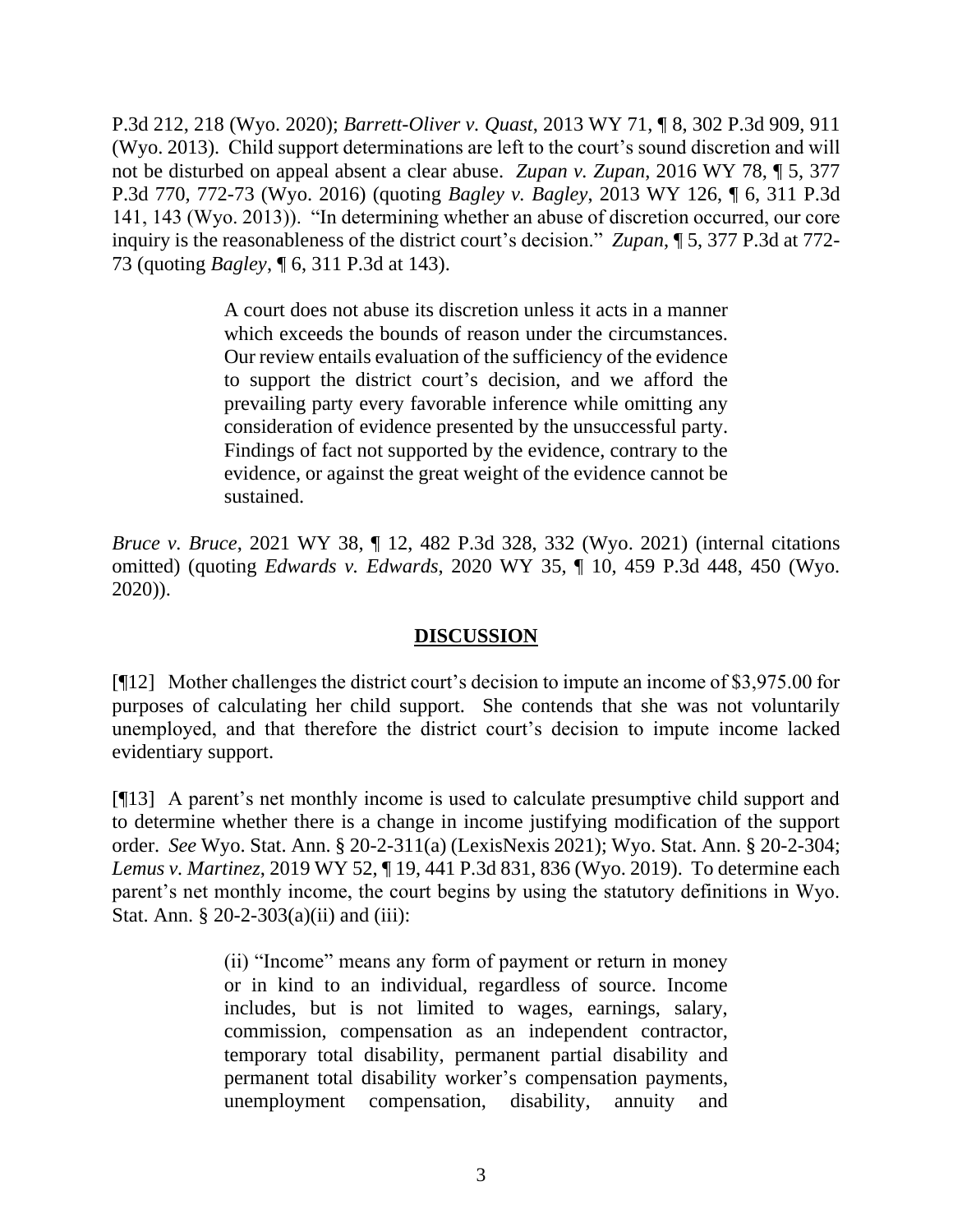P.3d 212, 218 (Wyo. 2020); *Barrett-Oliver v. Quast*, 2013 WY 71, ¶ 8, 302 P.3d 909, 911 (Wyo. 2013). Child support determinations are left to the court's sound discretion and will not be disturbed on appeal absent a clear abuse. *Zupan v. Zupan*, 2016 WY 78, ¶ 5, 377 P.3d 770, 772-73 (Wyo. 2016) (quoting *Bagley v. Bagley*, 2013 WY 126, ¶ 6, 311 P.3d 141, 143 (Wyo. 2013)). "In determining whether an abuse of discretion occurred, our core inquiry is the reasonableness of the district court's decision." *Zupan*, ¶ 5, 377 P.3d at 772-73 (quoting *Bagley*, ¶ 6, 311 P.3d at 143).

> A court does not abuse its discretion unless it acts in a manner which exceeds the bounds of reason under the circumstances. Our review entails evaluation of the sufficiency of the evidence to support the district court's decision, and we afford the prevailing party every favorable inference while omitting any consideration of evidence presented by the unsuccessful party. Findings of fact not supported by the evidence, contrary to the evidence, or against the great weight of the evidence cannot be sustained.

*Bruce v. Bruce*, 2021 WY 38, ¶ 12, 482 P.3d 328, 332 (Wyo. 2021) (internal citations omitted) (quoting *Edwards v. Edwards*, 2020 WY 35, ¶ 10, 459 P.3d 448, 450 (Wyo. 2020)).

## DISCUSSION

[¶12] Mother challenges the district court's decision to impute an income of $3,975.00 for purposes of calculating her child support. She contends that she was not voluntarily unemployed, and that therefore the district court's decision to impute income lacked evidentiary support.

[¶13] A parent's net monthly income is used to calculate presumptive child support and to determine whether there is a change in income justifying modification of the support order. *See* Wyo. Stat. Ann. § 20-2-311(a) (LexisNexis 2021); Wyo. Stat. Ann. § 20-2-304; *Lemus v. Martinez*, 2019 WY 52, ¶ 19, 441 P.3d 831, 836 (Wyo. 2019). To determine each parent's net monthly income, the court begins by using the statutory definitions in Wyo. Stat. Ann. § 20-2-303(a)(ii) and (iii):

> (ii) "Income" means any form of payment or return in money or in kind to an individual, regardless of source. Income includes, but is not limited to wages, earnings, salary, commission, compensation as an independent contractor, temporary total disability, permanent partial disability and permanent total disability worker's compensation payments, unemployment compensation, disability, annuity and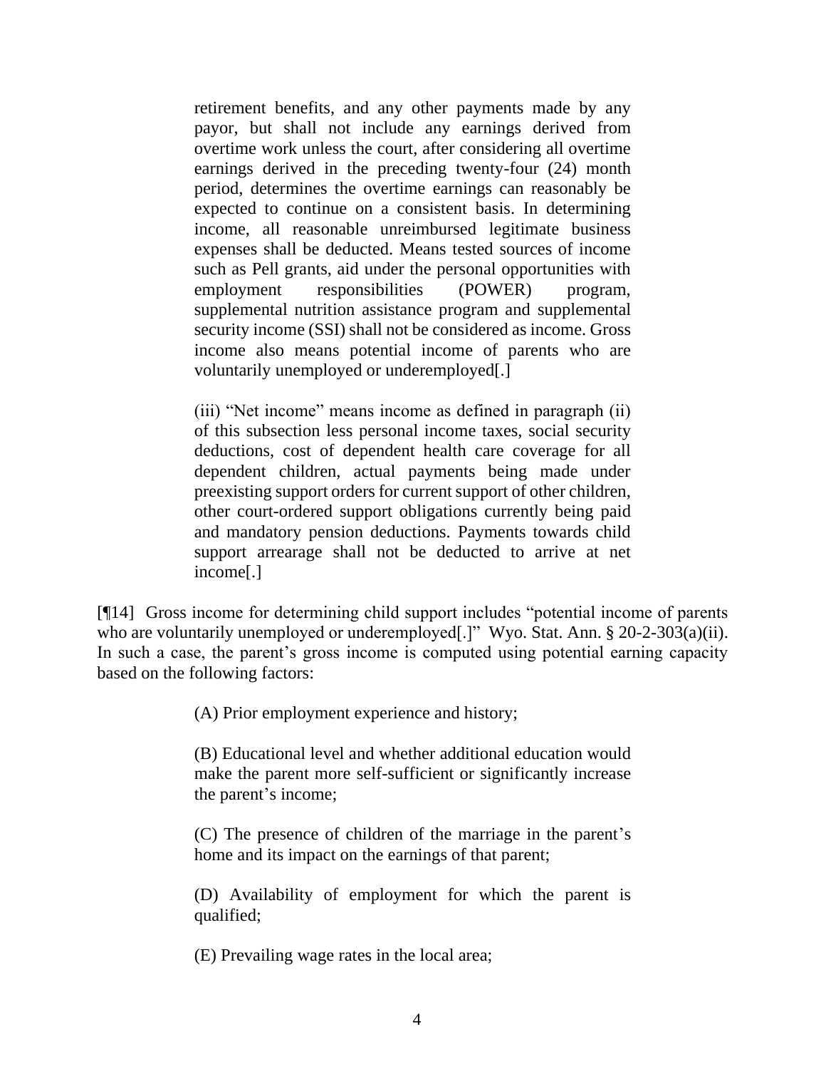> retirement benefits, and any other payments made by any payor, but shall not include any earnings derived from overtime work unless the court, after considering all overtime earnings derived in the preceding twenty-four (24) month period, determines the overtime earnings can reasonably be expected to continue on a consistent basis. In determining income, all reasonable unreimbursed legitimate business expenses shall be deducted. Means tested sources of income such as Pell grants, aid under the personal opportunities with employment responsibilities (POWER) program, supplemental nutrition assistance program and supplemental security income (SSI) shall not be considered as income. Gross income also means potential income of parents who are voluntarily unemployed or underemployed[.]
>
> (iii) "Net income" means income as defined in paragraph (ii) of this subsection less personal income taxes, social security deductions, cost of dependent health care coverage for all dependent children, actual payments being made under preexisting support orders for current support of other children, other court-ordered support obligations currently being paid and mandatory pension deductions. Payments towards child support arrearage shall not be deducted to arrive at net income[.]

[¶14] Gross income for determining child support includes "potential income of parents who are voluntarily unemployed or underemployed[.]" Wyo. Stat. Ann. § 20-2-303(a)(ii). In such a case, the parent's gross income is computed using potential earning capacity based on the following factors:

> (A) Prior employment experience and history;
>
> (B) Educational level and whether additional education would make the parent more self-sufficient or significantly increase the parent's income;
>
> (C) The presence of children of the marriage in the parent's home and its impact on the earnings of that parent;
>
> (D) Availability of employment for which the parent is qualified;
>
> (E) Prevailing wage rates in the local area;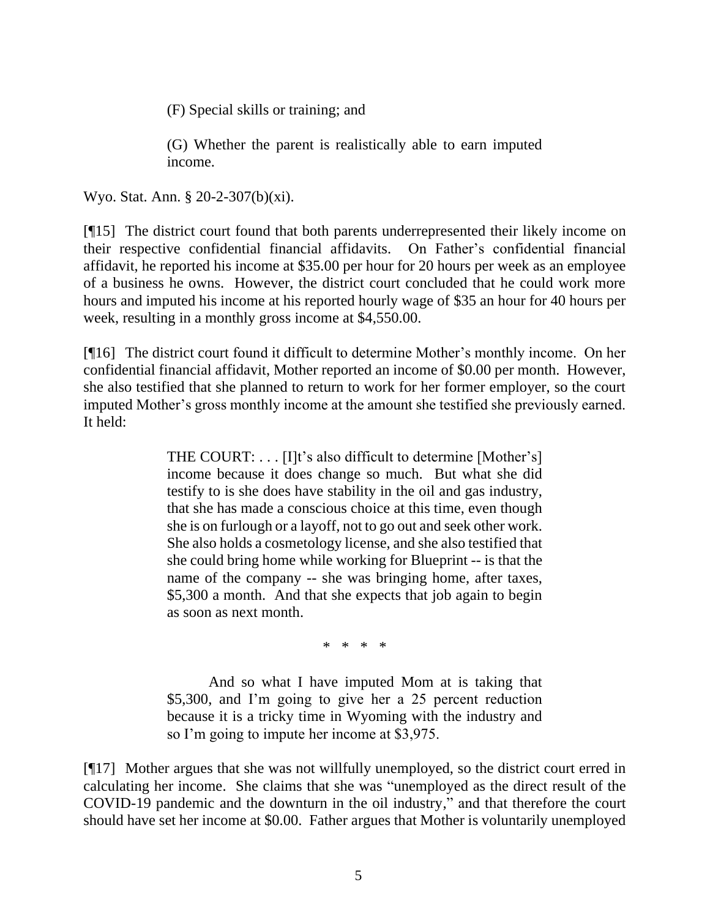(F) Special skills or training; and

(G) Whether the parent is realistically able to earn imputed income.

Wyo. Stat. Ann. § 20-2-307(b)(xi).

[¶15] The district court found that both parents underrepresented their likely income on their respective confidential financial affidavits. On Father's confidential financial affidavit, he reported his income at $35.00 per hour for 20 hours per week as an employee of a business he owns. However, the district court concluded that he could work more hours and imputed his income at his reported hourly wage of $35 an hour for 40 hours per week, resulting in a monthly gross income at $4,550.00.

[¶16] The district court found it difficult to determine Mother's monthly income. On her confidential financial affidavit, Mother reported an income of $0.00 per month. However, she also testified that she planned to return to work for her former employer, so the court imputed Mother's gross monthly income at the amount she testified she previously earned. It held:

> THE COURT: . . . [I]t's also difficult to determine [Mother's] income because it does change so much. But what she did testify to is she does have stability in the oil and gas industry, that she has made a conscious choice at this time, even though she is on furlough or a layoff, not to go out and seek other work. She also holds a cosmetology license, and she also testified that she could bring home while working for Blueprint -- is that the name of the company -- she was bringing home, after taxes, $5,300 a month. And that she expects that job again to begin as soon as next month.
>
> \* \* \* \*
>
> And so what I have imputed Mom at is taking that $5,300, and I'm going to give her a 25 percent reduction because it is a tricky time in Wyoming with the industry and so I'm going to impute her income at $3,975.

[¶17] Mother argues that she was not willfully unemployed, so the district court erred in calculating her income. She claims that she was "unemployed as the direct result of the COVID-19 pandemic and the downturn in the oil industry," and that therefore the court should have set her income at $0.00. Father argues that Mother is voluntarily unemployed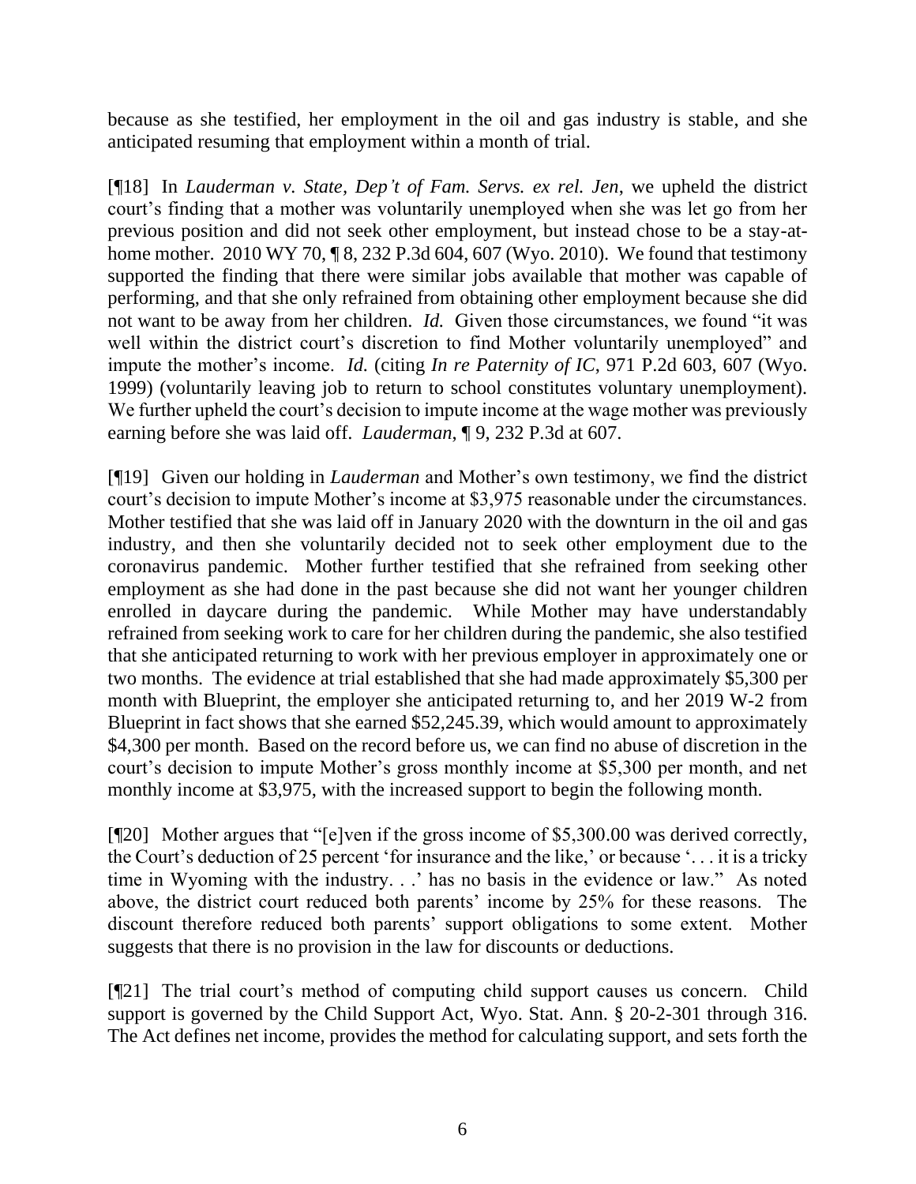because as she testified, her employment in the oil and gas industry is stable, and she anticipated resuming that employment within a month of trial.

[¶18] In *Lauderman v. State, Dep't of Fam. Servs. ex rel. Jen*, we upheld the district court's finding that a mother was voluntarily unemployed when she was let go from her previous position and did not seek other employment, but instead chose to be a stay-at-home mother. 2010 WY 70, ¶ 8, 232 P.3d 604, 607 (Wyo. 2010). We found that testimony supported the finding that there were similar jobs available that mother was capable of performing, and that she only refrained from obtaining other employment because she did not want to be away from her children. *Id.* Given those circumstances, we found "it was well within the district court's discretion to find Mother voluntarily unemployed" and impute the mother's income. *Id.* (citing *In re Paternity of IC*, 971 P.2d 603, 607 (Wyo. 1999) (voluntarily leaving job to return to school constitutes voluntary unemployment). We further upheld the court's decision to impute income at the wage mother was previously earning before she was laid off. *Lauderman*, ¶ 9, 232 P.3d at 607.

[¶19] Given our holding in *Lauderman* and Mother's own testimony, we find the district court's decision to impute Mother's income at $3,975 reasonable under the circumstances. Mother testified that she was laid off in January 2020 with the downturn in the oil and gas industry, and then she voluntarily decided not to seek other employment due to the coronavirus pandemic. Mother further testified that she refrained from seeking other employment as she had done in the past because she did not want her younger children enrolled in daycare during the pandemic. While Mother may have understandably refrained from seeking work to care for her children during the pandemic, she also testified that she anticipated returning to work with her previous employer in approximately one or two months. The evidence at trial established that she had made approximately $5,300 per month with Blueprint, the employer she anticipated returning to, and her 2019 W-2 from Blueprint in fact shows that she earned $52,245.39, which would amount to approximately $4,300 per month. Based on the record before us, we can find no abuse of discretion in the court's decision to impute Mother's gross monthly income at $5,300 per month, and net monthly income at $3,975, with the increased support to begin the following month.

[¶20] Mother argues that "[e]ven if the gross income of $5,300.00 was derived correctly, the Court's deduction of 25 percent 'for insurance and the like,' or because '. . . it is a tricky time in Wyoming with the industry. . .' has no basis in the evidence or law." As noted above, the district court reduced both parents' income by 25% for these reasons. The discount therefore reduced both parents' support obligations to some extent. Mother suggests that there is no provision in the law for discounts or deductions.

[¶21] The trial court's method of computing child support causes us concern. Child support is governed by the Child Support Act, Wyo. Stat. Ann. § 20-2-301 through 316. The Act defines net income, provides the method for calculating support, and sets forth the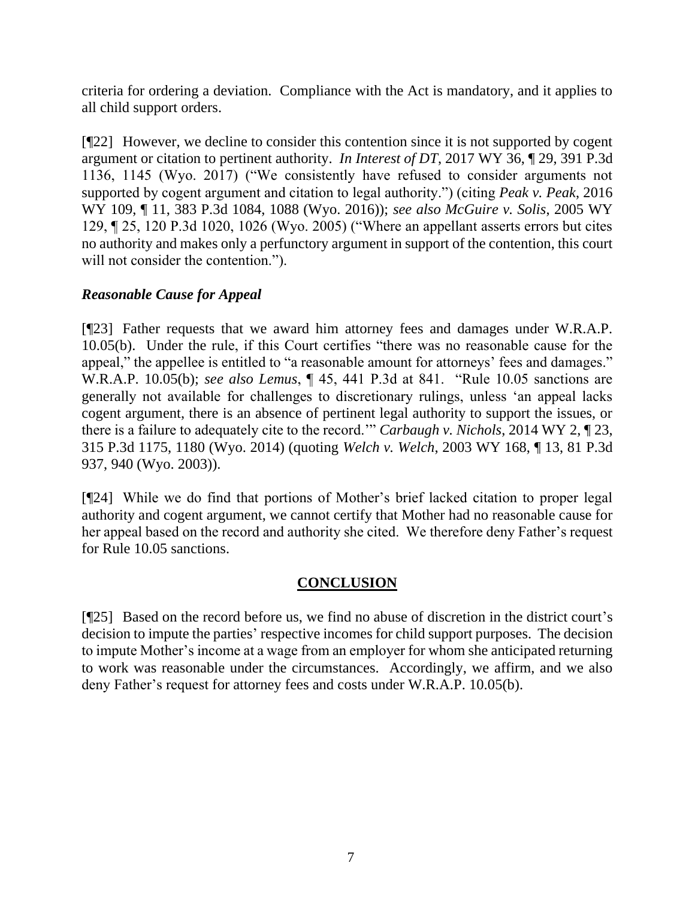criteria for ordering a deviation. Compliance with the Act is mandatory, and it applies to all child support orders.

[¶22] However, we decline to consider this contention since it is not supported by cogent argument or citation to pertinent authority. *In Interest of DT*, 2017 WY 36, ¶ 29, 391 P.3d 1136, 1145 (Wyo. 2017) ("We consistently have refused to consider arguments not supported by cogent argument and citation to legal authority.") (citing *Peak v. Peak*, 2016 WY 109, ¶ 11, 383 P.3d 1084, 1088 (Wyo. 2016)); *see also McGuire v. Solis*, 2005 WY 129, ¶ 25, 120 P.3d 1020, 1026 (Wyo. 2005) ("Where an appellant asserts errors but cites no authority and makes only a perfunctory argument in support of the contention, this court will not consider the contention.").

### *Reasonable Cause for Appeal*

[¶23] Father requests that we award him attorney fees and damages under W.R.A.P. 10.05(b). Under the rule, if this Court certifies "there was no reasonable cause for the appeal," the appellee is entitled to "a reasonable amount for attorneys' fees and damages." W.R.A.P. 10.05(b); *see also Lemus*, ¶ 45, 441 P.3d at 841. "Rule 10.05 sanctions are generally not available for challenges to discretionary rulings, unless 'an appeal lacks cogent argument, there is an absence of pertinent legal authority to support the issues, or there is a failure to adequately cite to the record.'" *Carbaugh v. Nichols*, 2014 WY 2, ¶ 23, 315 P.3d 1175, 1180 (Wyo. 2014) (quoting *Welch v. Welch*, 2003 WY 168, ¶ 13, 81 P.3d 937, 940 (Wyo. 2003)).

[¶24] While we do find that portions of Mother's brief lacked citation to proper legal authority and cogent argument, we cannot certify that Mother had no reasonable cause for her appeal based on the record and authority she cited. We therefore deny Father's request for Rule 10.05 sanctions.

## CONCLUSION

[¶25] Based on the record before us, we find no abuse of discretion in the district court's decision to impute the parties' respective incomes for child support purposes. The decision to impute Mother's income at a wage from an employer for whom she anticipated returning to work was reasonable under the circumstances. Accordingly, we affirm, and we also deny Father's request for attorney fees and costs under W.R.A.P. 10.05(b).